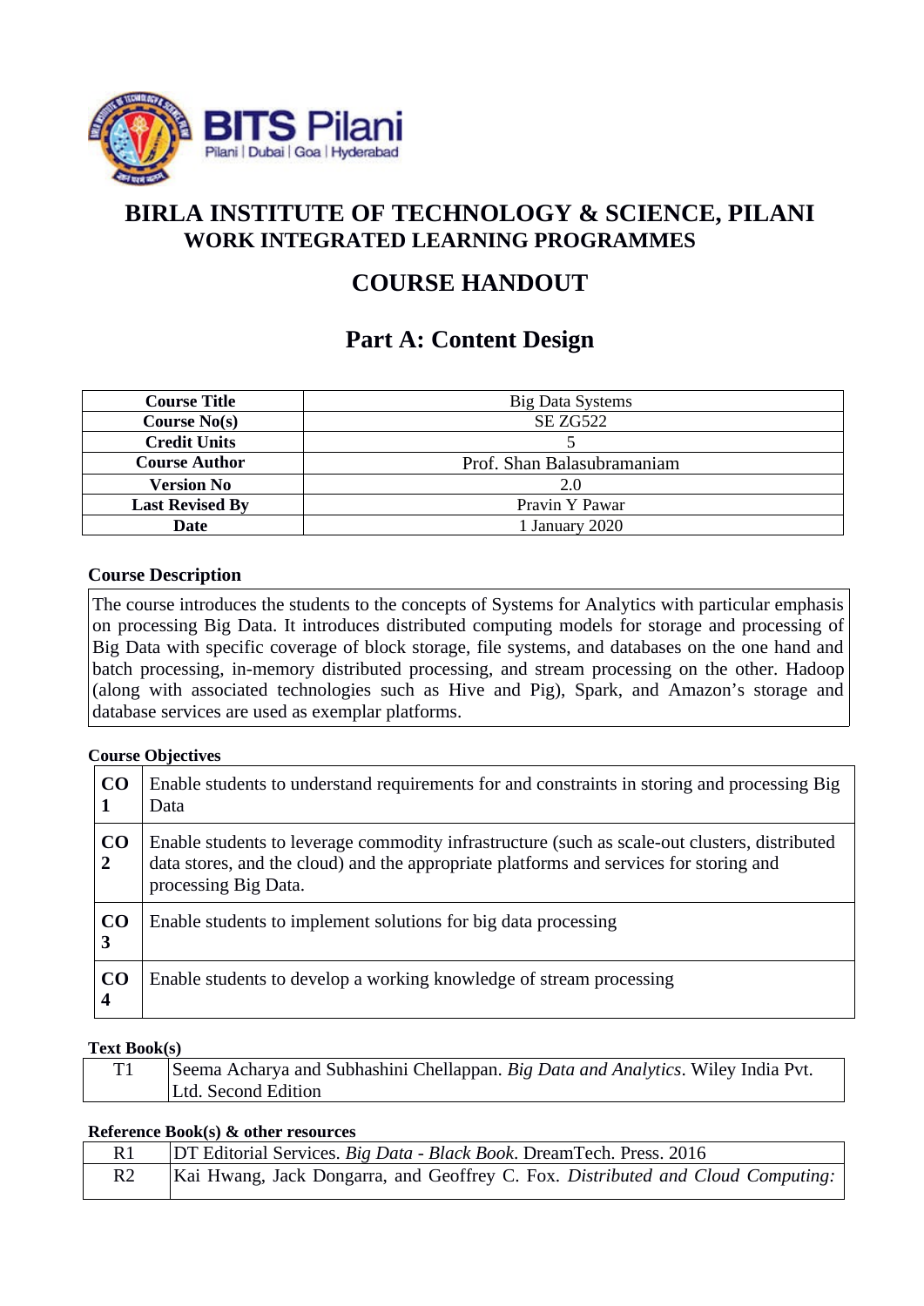# BIRLA INSTITUTE OF TECHNOLOGY & SCIENCE, PILANI
## WORK INTEGRATED LEARNING PROGRAMMES

## COURSE HANDOUT

## Part A: Content Design

| Course Title | Big Data Systems |
|---|---|
| Course No(s) | SE ZG522 |
| Credit Units | 5 |
| Course Author | Prof. Shan Balasubramaniam |
| Version No | 2.0 |
| Last Revised By | Pravin Y Pawar |
| Date | 1 January 2020 |

### Course Description

The course introduces the students to the concepts of Systems for Analytics with particular emphasis on processing Big Data. It introduces distributed computing models for storage and processing of Big Data with specific coverage of block storage, file systems, and databases on the one hand and batch processing, in-memory distributed processing, and stream processing on the other. Hadoop (along with associated technologies such as Hive and Pig), Spark, and Amazon's storage and database services are used as exemplar platforms.

### Course Objectives

| CO | |
|---|---|
| CO 1 | Enable students to understand requirements for and constraints in storing and processing Big Data |
| CO 2 | Enable students to leverage commodity infrastructure (such as scale-out clusters, distributed data stores, and the cloud) and the appropriate platforms and services for storing and processing Big Data. |
| CO 3 | Enable students to implement solutions for big data processing |
| CO 4 | Enable students to develop a working knowledge of stream processing |

### Text Book(s)

| | |
|---|---|
| T1 | Seema Acharya and Subhashini Chellappan. *Big Data and Analytics*. Wiley India Pvt. Ltd. Second Edition |

### Reference Book(s) & other resources

| | |
|---|---|
| R1 | DT Editorial Services. *Big Data - Black Book*. DreamTech. Press. 2016 |
| R2 | Kai Hwang, Jack Dongarra, and Geoffrey C. Fox. *Distributed and Cloud Computing:* |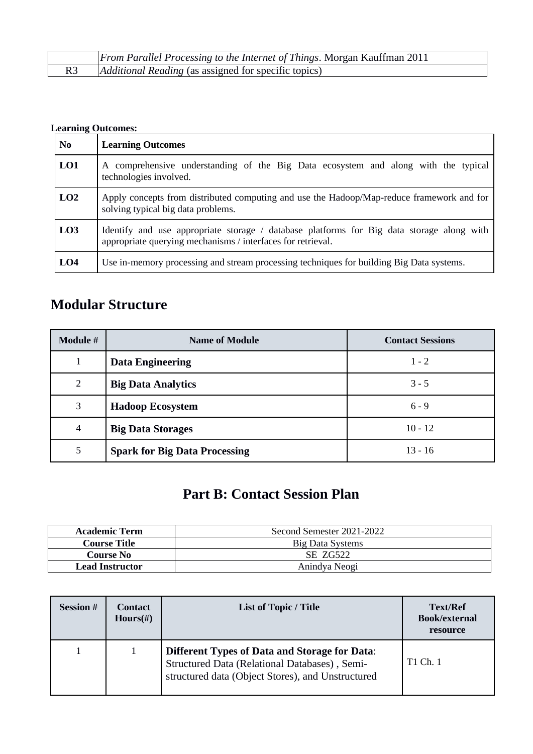| | |
|---|---|
| | *From Parallel Processing to the Internet of Things*. Morgan Kauffman 2011 |
| R3 | *Additional Reading* (as assigned for specific topics) |

**Learning Outcomes:**

| No | Learning Outcomes |
|---|---|
| **LO1** | A comprehensive understanding of the Big Data ecosystem and along with the typical technologies involved. |
| **LO2** | Apply concepts from distributed computing and use the Hadoop/Map-reduce framework and for solving typical big data problems. |
| **LO3** | Identify and use appropriate storage / database platforms for Big data storage along with appropriate querying mechanisms / interfaces for retrieval. |
| **LO4** | Use in-memory processing and stream processing techniques for building Big Data systems. |

## Modular Structure

| Module # | Name of Module | Contact Sessions |
|---|---|---|
| 1 | **Data Engineering** | 1 - 2 |
| 2 | **Big Data Analytics** | 3 - 5 |
| 3 | **Hadoop Ecosystem** | 6 - 9 |
| 4 | **Big Data Storages** | 10 - 12 |
| 5 | **Spark for Big Data Processing** | 13 - 16 |

# Part B: Contact Session Plan

| | |
|---|---|
| **Academic Term** | Second Semester 2021-2022 |
| **Course Title** | Big Data Systems |
| **Course No** | SE ZG522 |
| **Lead Instructor** | Anindya Neogi |

| Session # | Contact Hours(#) | List of Topic / Title | Text/Ref Book/external resource |
|---|---|---|---|
| 1 | 1 | **Different Types of Data and Storage for Data**: Structured Data (Relational Databases) , Semi-structured data (Object Stores), and Unstructured | T1 Ch. 1 |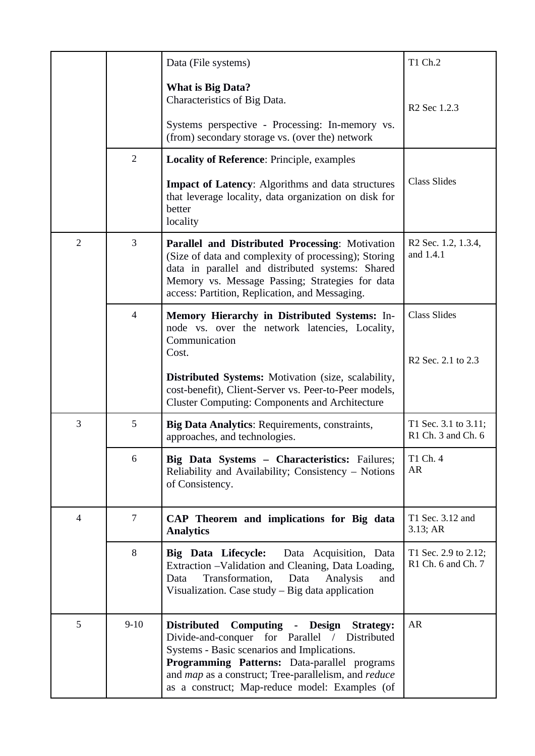| | | | |
|---|---|---|---|
| | | Data (File systems)<br><br>**What is Big Data?**<br>Characteristics of Big Data.<br><br>Systems perspective - Processing: In-memory vs. (from) secondary storage vs. (over the) network | T1 Ch.2<br><br>R2 Sec 1.2.3 |
| | 2 | **Locality of Reference**: Principle, examples<br><br>**Impact of Latency**: Algorithms and data structures that leverage locality, data organization on disk for better locality | Class Slides |
| 2 | 3 | **Parallel and Distributed Processing**: Motivation (Size of data and complexity of processing); Storing data in parallel and distributed systems: Shared Memory vs. Message Passing; Strategies for data access: Partition, Replication, and Messaging. | R2 Sec. 1.2, 1.3.4, and 1.4.1 |
| | 4 | **Memory Hierarchy in Distributed Systems:** In-node vs. over the network latencies, Locality, Communication Cost.<br><br>**Distributed Systems:** Motivation (size, scalability, cost-benefit), Client-Server vs. Peer-to-Peer models, Cluster Computing: Components and Architecture | Class Slides<br><br>R2 Sec. 2.1 to 2.3 |
| 3 | 5 | **Big Data Analytics**: Requirements, constraints, approaches, and technologies. | T1 Sec. 3.1 to 3.11; R1 Ch. 3 and Ch. 6 |
| | 6 | **Big Data Systems – Characteristics:** Failures; Reliability and Availability; Consistency – Notions of Consistency. | T1 Ch. 4<br>AR |
| 4 | 7 | **CAP Theorem and implications for Big data Analytics** | T1 Sec. 3.12 and 3.13; AR |
| | 8 | **Big Data Lifecycle:** Data Acquisition, Data Extraction –Validation and Cleaning, Data Loading, Data Transformation, Data Analysis and Visualization. Case study – Big data application | T1 Sec. 2.9 to 2.12; R1 Ch. 6 and Ch. 7 |
| 5 | 9-10 | **Distributed Computing - Design Strategy:** Divide-and-conquer for Parallel / Distributed Systems - Basic scenarios and Implications.<br>**Programming Patterns:** Data-parallel programs and *map* as a construct; Tree-parallelism, and *reduce* as a construct; Map-reduce model: Examples (of | AR |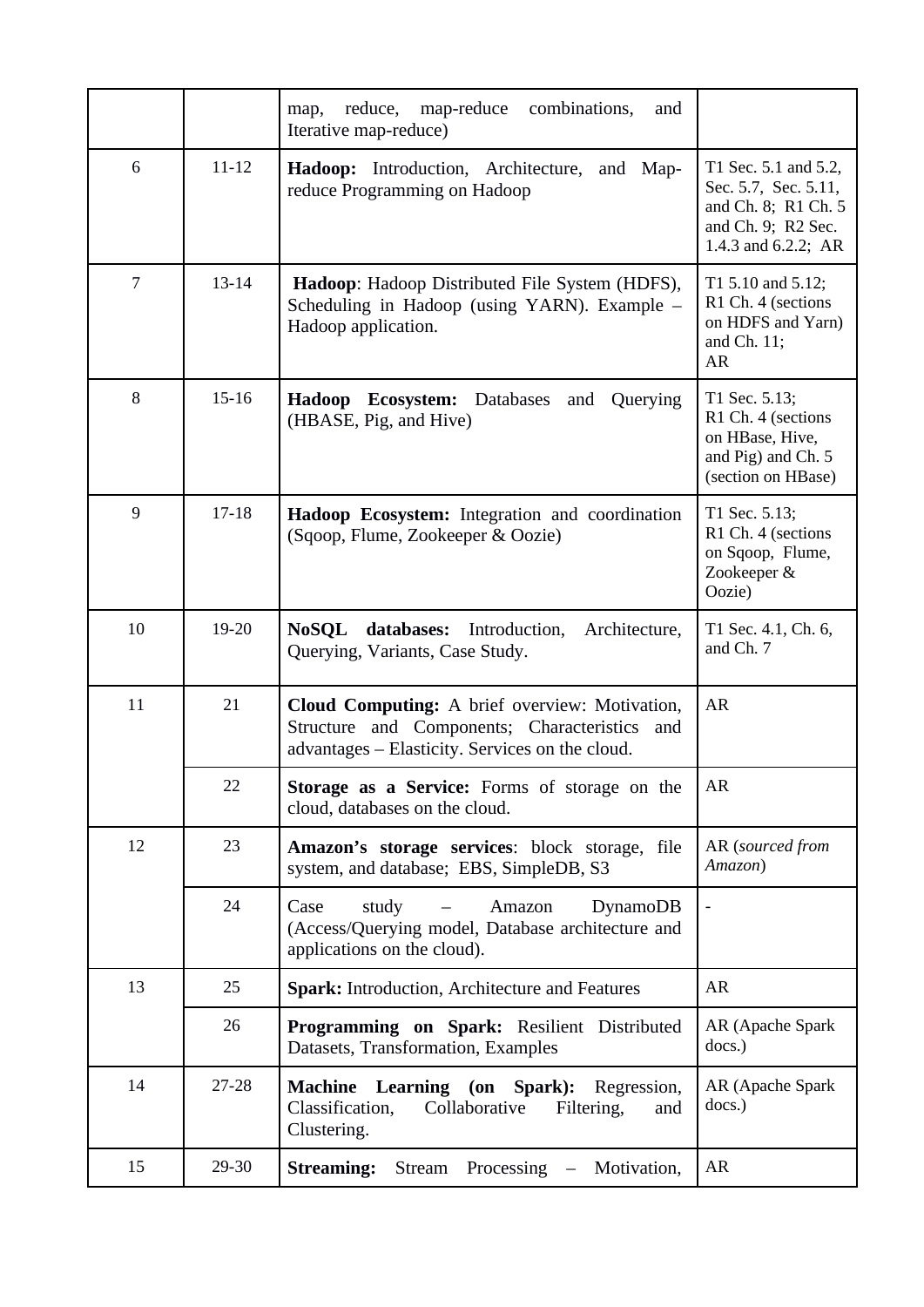| | | | |
|---|---|---|---|
| | | map, reduce, map-reduce combinations, and Iterative map-reduce) | |
| 6 | 11-12 | **Hadoop:** Introduction, Architecture, and Map-reduce Programming on Hadoop | T1 Sec. 5.1 and 5.2, Sec. 5.7, Sec. 5.11, and Ch. 8; R1 Ch. 5 and Ch. 9; R2 Sec. 1.4.3 and 6.2.2; AR |
| 7 | 13-14 | **Hadoop**: Hadoop Distributed File System (HDFS), Scheduling in Hadoop (using YARN). Example – Hadoop application. | T1 5.10 and 5.12; R1 Ch. 4 (sections on HDFS and Yarn) and Ch. 11; AR |
| 8 | 15-16 | **Hadoop Ecosystem:** Databases and Querying (HBASE, Pig, and Hive) | T1 Sec. 5.13; R1 Ch. 4 (sections on HBase, Hive, and Pig) and Ch. 5 (section on HBase) |
| 9 | 17-18 | **Hadoop Ecosystem:** Integration and coordination (Sqoop, Flume, Zookeeper & Oozie) | T1 Sec. 5.13; R1 Ch. 4 (sections on Sqoop, Flume, Zookeeper & Oozie) |
| 10 | 19-20 | **NoSQL databases:** Introduction, Architecture, Querying, Variants, Case Study. | T1 Sec. 4.1, Ch. 6, and Ch. 7 |
| 11 | 21 | **Cloud Computing:** A brief overview: Motivation, Structure and Components; Characteristics and advantages – Elasticity. Services on the cloud. | AR |
| | 22 | **Storage as a Service:** Forms of storage on the cloud, databases on the cloud. | AR |
| 12 | 23 | **Amazon's storage services**: block storage, file system, and database; EBS, SimpleDB, S3 | AR (*sourced from Amazon*) |
| | 24 | Case study – Amazon DynamoDB (Access/Querying model, Database architecture and applications on the cloud). | - |
| 13 | 25 | **Spark:** Introduction, Architecture and Features | AR |
| | 26 | **Programming on Spark:** Resilient Distributed Datasets, Transformation, Examples | AR (Apache Spark docs.) |
| 14 | 27-28 | **Machine Learning (on Spark):** Regression, Classification, Collaborative Filtering, and Clustering. | AR (Apache Spark docs.) |
| 15 | 29-30 | **Streaming:** Stream Processing – Motivation, | AR |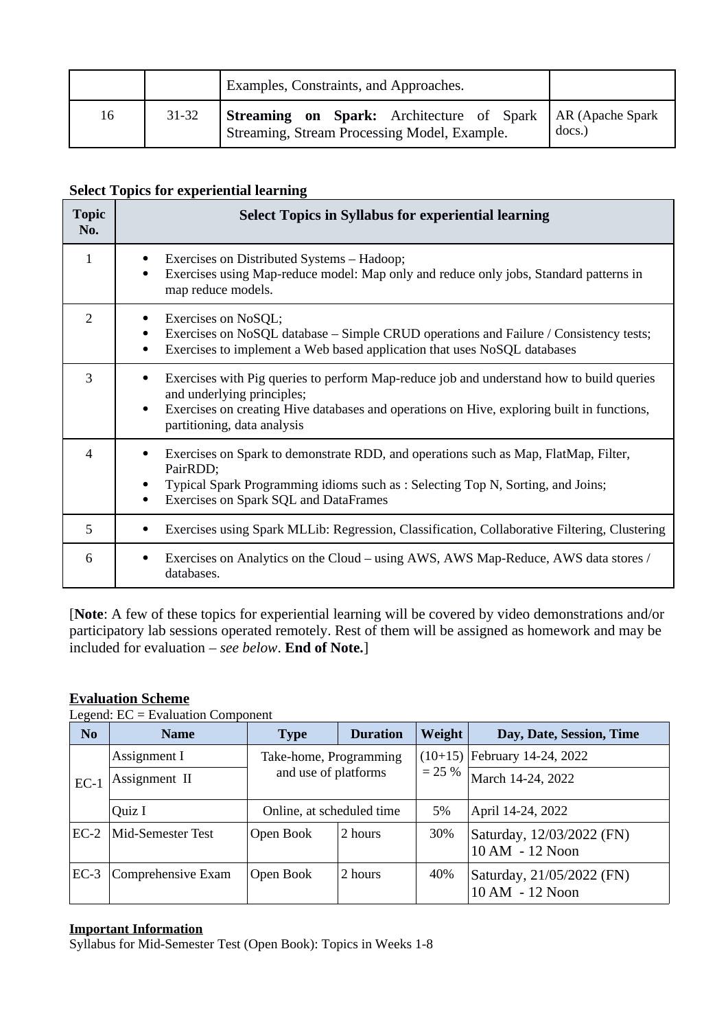|  |  | Examples, Constraints, and Approaches. |  |
|---|---|---|---|
| 16 | 31-32 | **Streaming on Spark:** Architecture of Spark Streaming, Stream Processing Model, Example. | AR (Apache Spark docs.) |

**Select Topics for experiential learning**

| Topic No. | Select Topics in Syllabus for experiential learning |
|---|---|
| 1 | • Exercises on Distributed Systems – Hadoop;<br>• Exercises using Map-reduce model: Map only and reduce only jobs, Standard patterns in map reduce models. |
| 2 | • Exercises on NoSQL;<br>• Exercises on NoSQL database – Simple CRUD operations and Failure / Consistency tests;<br>• Exercises to implement a Web based application that uses NoSQL databases |
| 3 | • Exercises with Pig queries to perform Map-reduce job and understand how to build queries and underlying principles;<br>• Exercises on creating Hive databases and operations on Hive, exploring built in functions, partitioning, data analysis |
| 4 | • Exercises on Spark to demonstrate RDD, and operations such as Map, FlatMap, Filter, PairRDD;<br>• Typical Spark Programming idioms such as : Selecting Top N, Sorting, and Joins;<br>• Exercises on Spark SQL and DataFrames |
| 5 | • Exercises using Spark MLLib: Regression, Classification, Collaborative Filtering, Clustering |
| 6 | • Exercises on Analytics on the Cloud – using AWS, AWS Map-Reduce, AWS data stores / databases. |

[**Note**: A few of these topics for experiential learning will be covered by video demonstrations and/or participatory lab sessions operated remotely. Rest of them will be assigned as homework and may be included for evaluation – *see below*. **End of Note.**]

**Evaluation Scheme**

Legend: EC = Evaluation Component

| No | Name | Type | Duration | Weight | Day, Date, Session, Time |
|---|---|---|---|---|---|
| EC-1 | Assignment I | Take-home, Programming and use of platforms | | (10+15) = 25 % | February 14-24, 2022 |
| | Assignment II | | | | March 14-24, 2022 |
| | Quiz I | Online, at scheduled time | | 5% | April 14-24, 2022 |
| EC-2 | Mid-Semester Test | Open Book | 2 hours | 30% | Saturday, 12/03/2022 (FN) 10 AM - 12 Noon |
| EC-3 | Comprehensive Exam | Open Book | 2 hours | 40% | Saturday, 21/05/2022 (FN) 10 AM - 12 Noon |

**Important Information**

Syllabus for Mid-Semester Test (Open Book): Topics in Weeks 1-8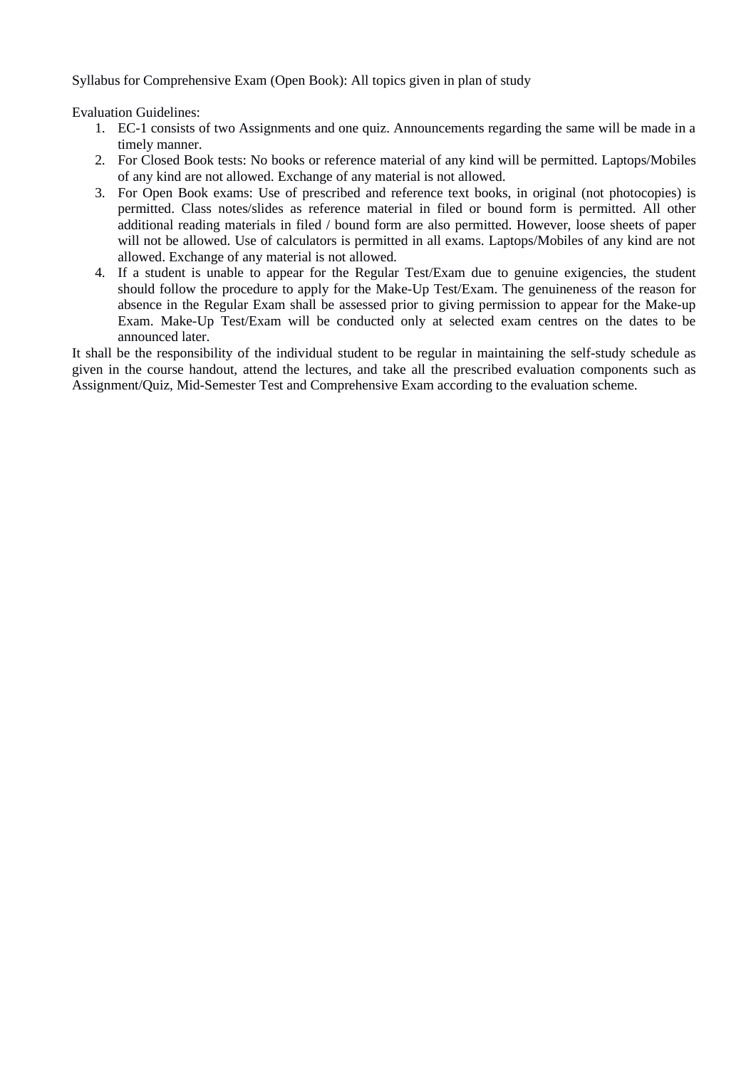Syllabus for Comprehensive Exam (Open Book): All topics given in plan of study

Evaluation Guidelines:

1. EC-1 consists of two Assignments and one quiz. Announcements regarding the same will be made in a timely manner.
2. For Closed Book tests: No books or reference material of any kind will be permitted. Laptops/Mobiles of any kind are not allowed. Exchange of any material is not allowed.
3. For Open Book exams: Use of prescribed and reference text books, in original (not photocopies) is permitted. Class notes/slides as reference material in filed or bound form is permitted. All other additional reading materials in filed / bound form are also permitted. However, loose sheets of paper will not be allowed. Use of calculators is permitted in all exams. Laptops/Mobiles of any kind are not allowed. Exchange of any material is not allowed.
4. If a student is unable to appear for the Regular Test/Exam due to genuine exigencies, the student should follow the procedure to apply for the Make-Up Test/Exam. The genuineness of the reason for absence in the Regular Exam shall be assessed prior to giving permission to appear for the Make-up Exam. Make-Up Test/Exam will be conducted only at selected exam centres on the dates to be announced later.

It shall be the responsibility of the individual student to be regular in maintaining the self-study schedule as given in the course handout, attend the lectures, and take all the prescribed evaluation components such as Assignment/Quiz, Mid-Semester Test and Comprehensive Exam according to the evaluation scheme.